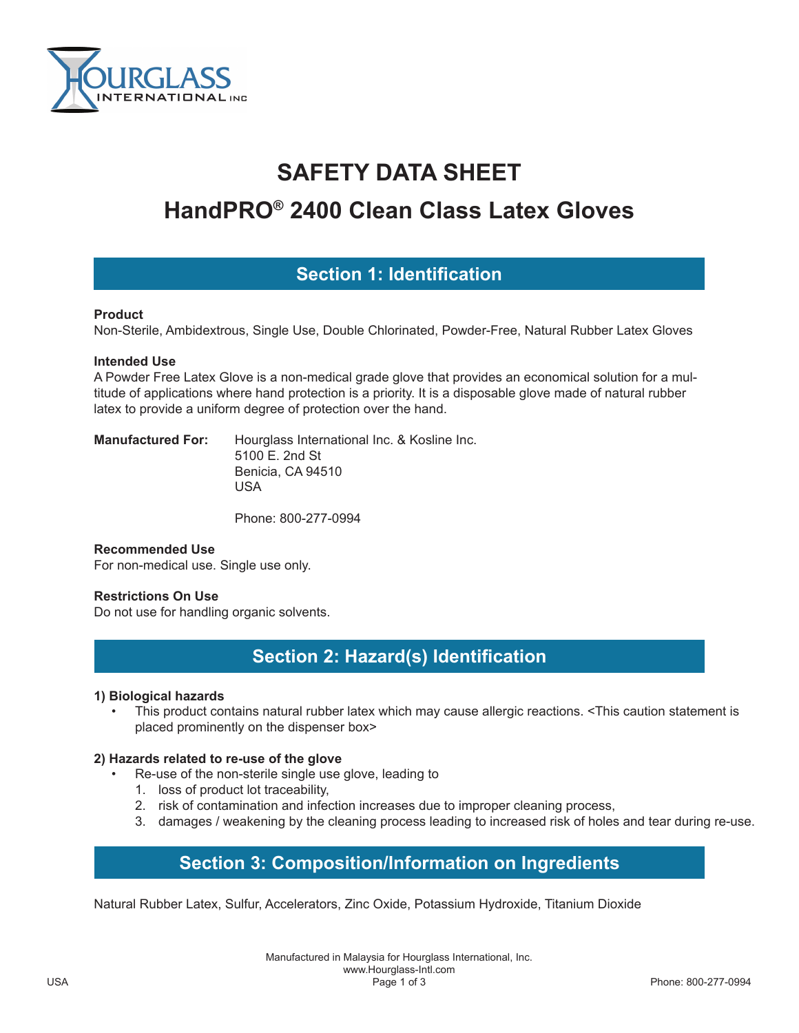# SAFETY DATA SHEET

# HandPRO® 2400 Clean Class Latex Gloves

## Section 1: Identification

**Product**
Non-Sterile, Ambidextrous, Single Use, Double Chlorinated, Powder-Free, Natural Rubber Latex Gloves

**Intended Use**
A Powder Free Latex Glove is a non-medical grade glove that provides an economical solution for a multitude of applications where hand protection is a priority. It is a disposable glove made of natural rubber latex to provide a uniform degree of protection over the hand.

**Manufactured For:** Hourglass International Inc. & Kosline Inc.
5100 E. 2nd St
Benicia, CA 94510
USA

Phone: 800-277-0994

**Recommended Use**
For non-medical use. Single use only.

**Restrictions On Use**
Do not use for handling organic solvents.

## Section 2: Hazard(s) Identification

**1) Biological hazards**

- This product contains natural rubber latex which may cause allergic reactions. <This caution statement is placed prominently on the dispenser box>

**2) Hazards related to re-use of the glove**

- Re-use of the non-sterile single use glove, leading to
  1. loss of product lot traceability,
  2. risk of contamination and infection increases due to improper cleaning process,
  3. damages / weakening by the cleaning process leading to increased risk of holes and tear during re-use.

## Section 3: Composition/Information on Ingredients

Natural Rubber Latex, Sulfur, Accelerators, Zinc Oxide, Potassium Hydroxide, Titanium Dioxide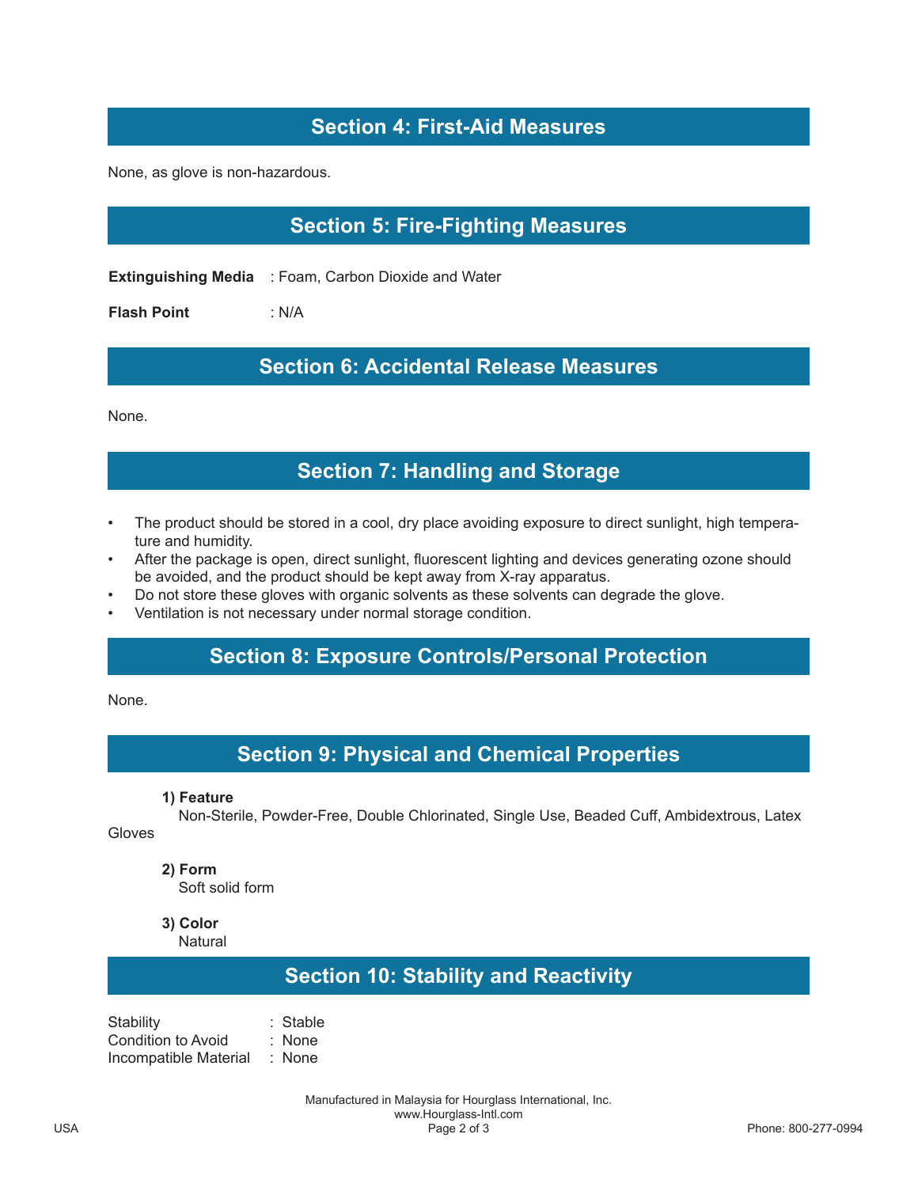## Section 4: First-Aid Measures

None, as glove is non-hazardous.

## Section 5: Fire-Fighting Measures

**Extinguishing Media** : Foam, Carbon Dioxide and Water

**Flash Point** : N/A

## Section 6: Accidental Release Measures

None.

## Section 7: Handling and Storage

- The product should be stored in a cool, dry place avoiding exposure to direct sunlight, high temperature and humidity.
- After the package is open, direct sunlight, fluorescent lighting and devices generating ozone should be avoided, and the product should be kept away from X-ray apparatus.
- Do not store these gloves with organic solvents as these solvents can degrade the glove.
- Ventilation is not necessary under normal storage condition.

## Section 8: Exposure Controls/Personal Protection

None.

## Section 9: Physical and Chemical Properties

**1) Feature**
Non-Sterile, Powder-Free, Double Chlorinated, Single Use, Beaded Cuff, Ambidextrous, Latex Gloves

**2) Form**
Soft solid form

**3) Color**
Natural

## Section 10: Stability and Reactivity

Stability : Stable
Condition to Avoid : None
Incompatible Material : None

Manufactured in Malaysia for Hourglass International, Inc.
www.Hourglass-Intl.com
USA Phone: 800-277-0994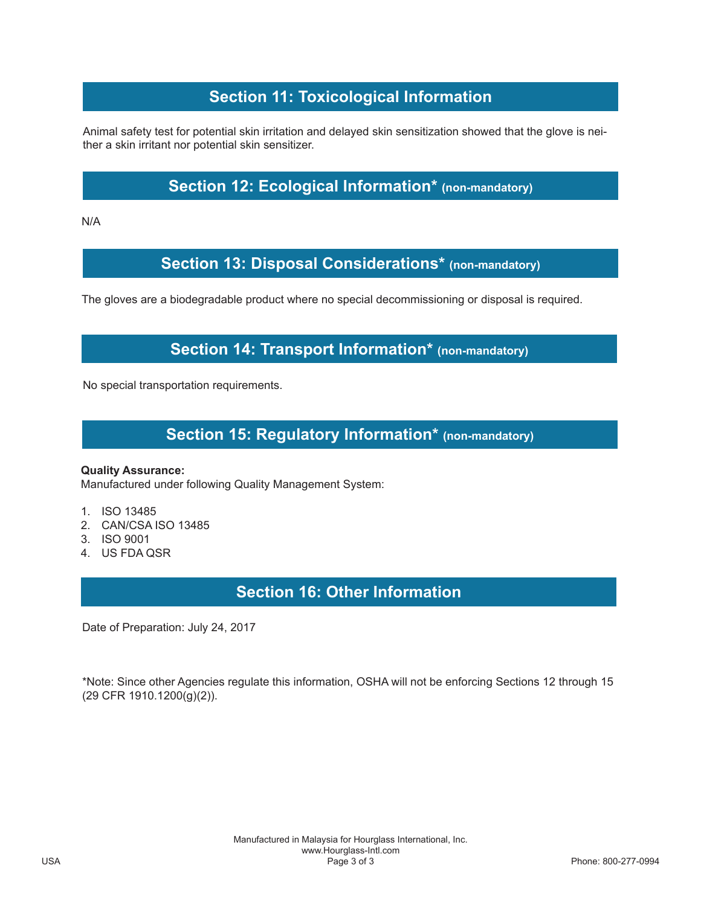## Section 11: Toxicological Information

Animal safety test for potential skin irritation and delayed skin sensitization showed that the glove is neither a skin irritant nor potential skin sensitizer.

## Section 12: Ecological Information* (non-mandatory)

N/A

## Section 13: Disposal Considerations* (non-mandatory)

The gloves are a biodegradable product where no special decommissioning or disposal is required.

## Section 14: Transport Information* (non-mandatory)

No special transportation requirements.

## Section 15: Regulatory Information* (non-mandatory)

**Quality Assurance:**
Manufactured under following Quality Management System:

1. ISO 13485
2. CAN/CSA ISO 13485
3. ISO 9001
4. US FDA QSR

## Section 16: Other Information

Date of Preparation: July 24, 2017

*Note: Since other Agencies regulate this information, OSHA will not be enforcing Sections 12 through 15 (29 CFR 1910.1200(g)(2)).

Manufactured in Malaysia for Hourglass International, Inc.
www.Hourglass-Intl.com
USA
Phone: 800-277-0994